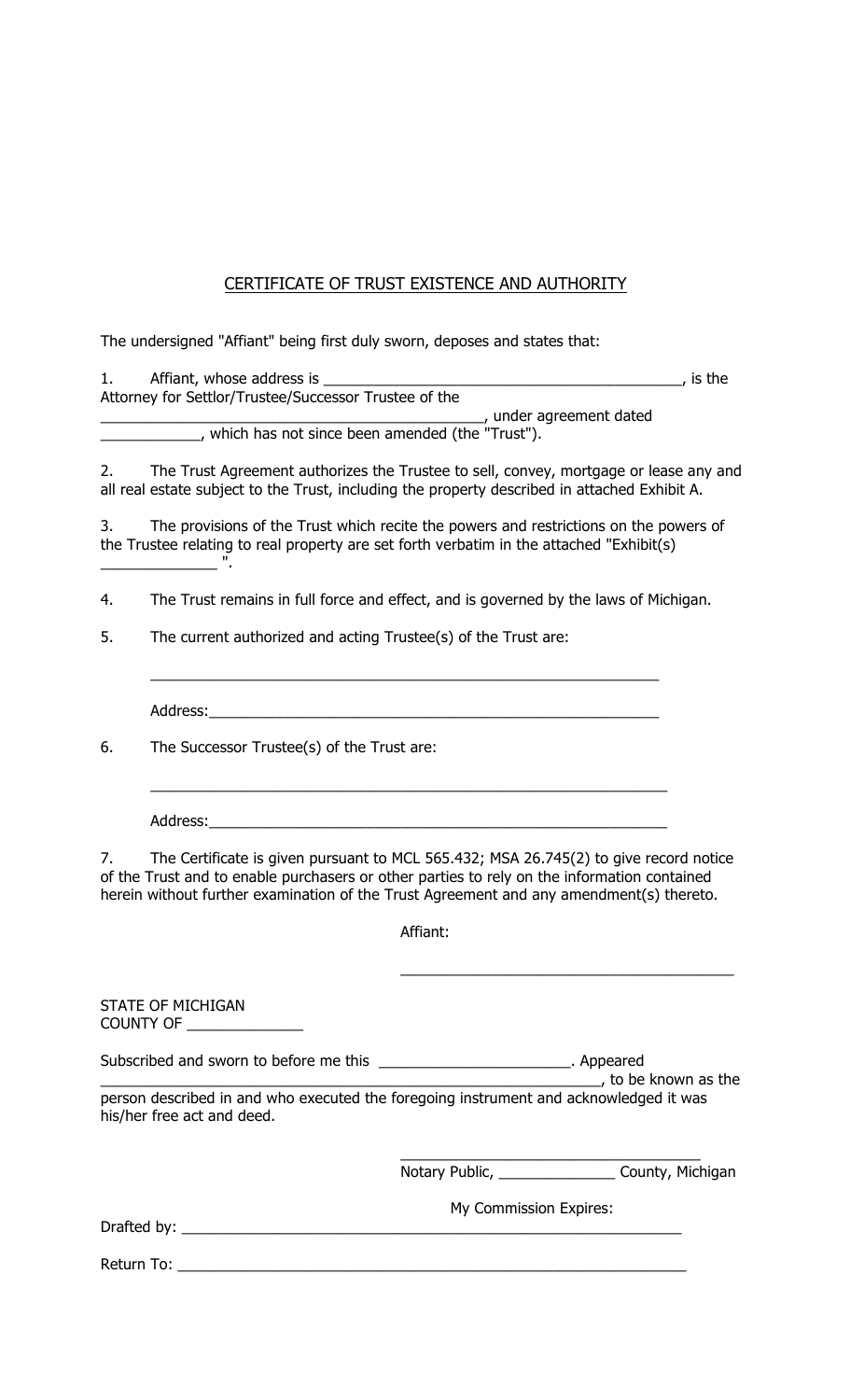# CERTIFICATE OF TRUST EXISTENCE AND AUTHORITY

The undersigned "Affiant" being first duly sworn, deposes and states that:

1. Affiant, whose address is ____________________________________________, is the Attorney for Settlor/Trustee/Successor Trustee of the ______________________________________________, under agreement dated ____________, which has not since been amended (the "Trust").

2. The Trust Agreement authorizes the Trustee to sell, convey, mortgage or lease any and all real estate subject to the Trust, including the property described in attached Exhibit A.

3. The provisions of the Trust which recite the powers and restrictions on the powers of the Trustee relating to real property are set forth verbatim in the attached "Exhibit(s) ______________ ".

4. The Trust remains in full force and effect, and is governed by the laws of Michigan.

5. The current authorized and acting Trustee(s) of the Trust are:

   ______________________________________________________________

   Address:______________________________________________________

6. The Successor Trustee(s) of the Trust are:

   ______________________________________________________________

   Address:______________________________________________________

7. The Certificate is given pursuant to MCL 565.432; MSA 26.745(2) to give record notice of the Trust and to enable purchasers or other parties to rely on the information contained herein without further examination of the Trust Agreement and any amendment(s) thereto.

Affiant:

________________________________________

STATE OF MICHIGAN
COUNTY OF ______________

Subscribed and sworn to before me this _______________________. Appeared ______________________________________________________________, to be known as the person described in and who executed the foregoing instrument and acknowledged it was his/her free act and deed.

____________________________________
Notary Public, ______________ County, Michigan

My Commission Expires:

Drafted by: ______________________________________________________________

Return To: ______________________________________________________________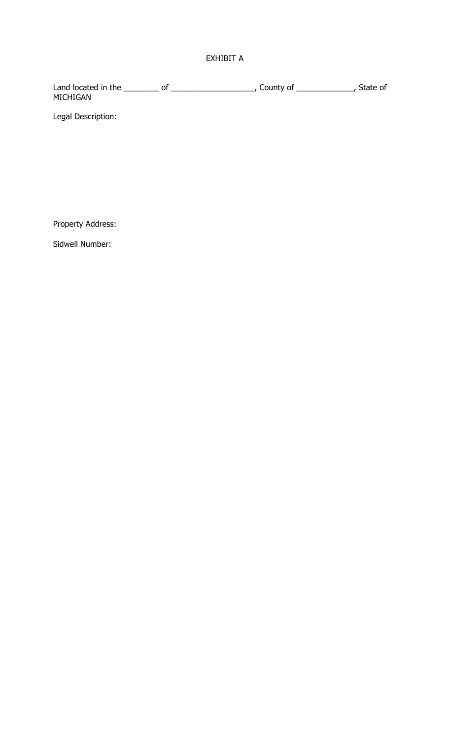EXHIBIT A

Land located in the ________ of ___________________, County of _____________, State of MICHIGAN

Legal Description:

Property Address:

Sidwell Number: